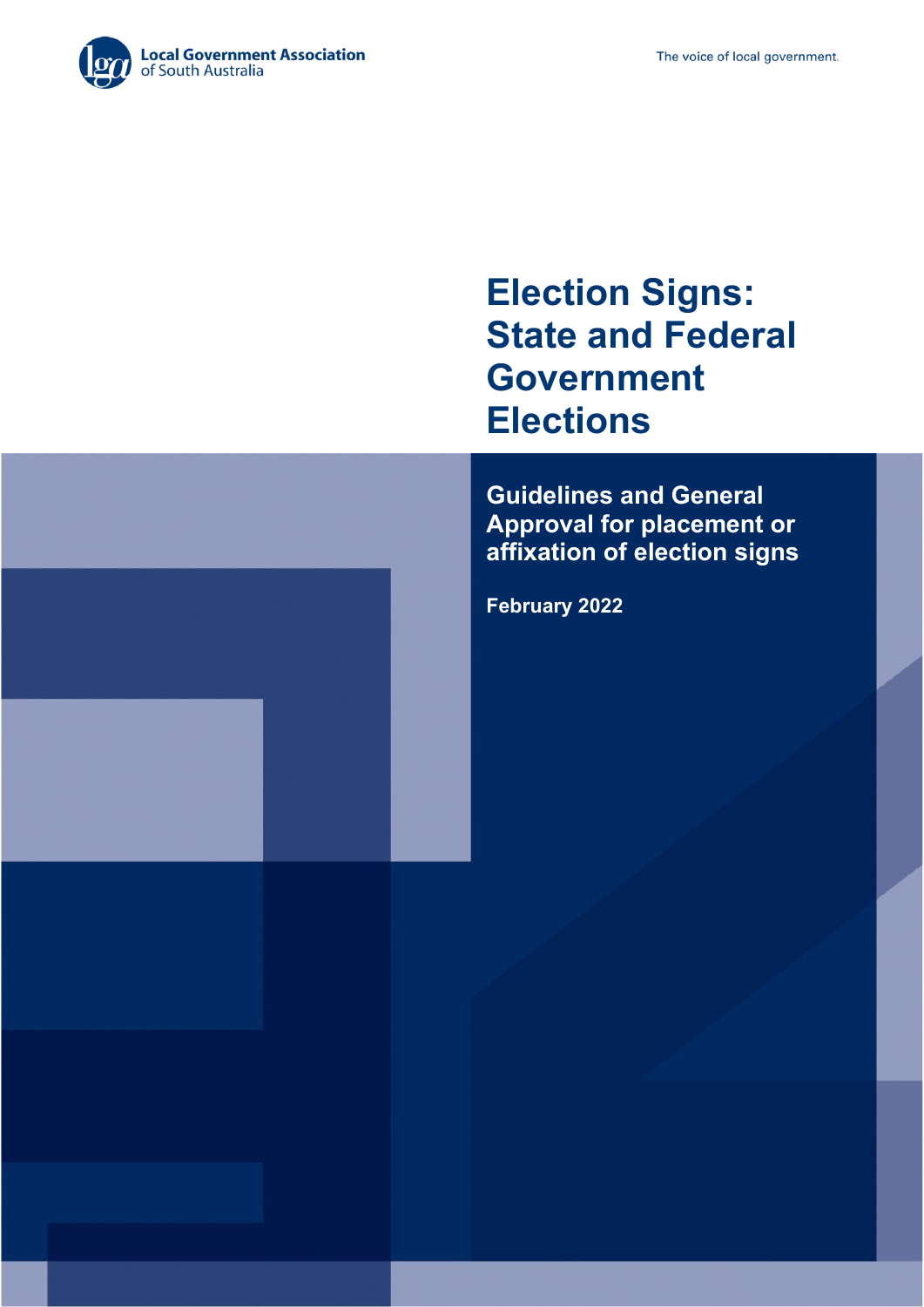Local Government Association of South Australia

The voice of local government.

# Election Signs: State and Federal Government Elections

## Guidelines and General Approval for placement or affixation of election signs

**February 2022**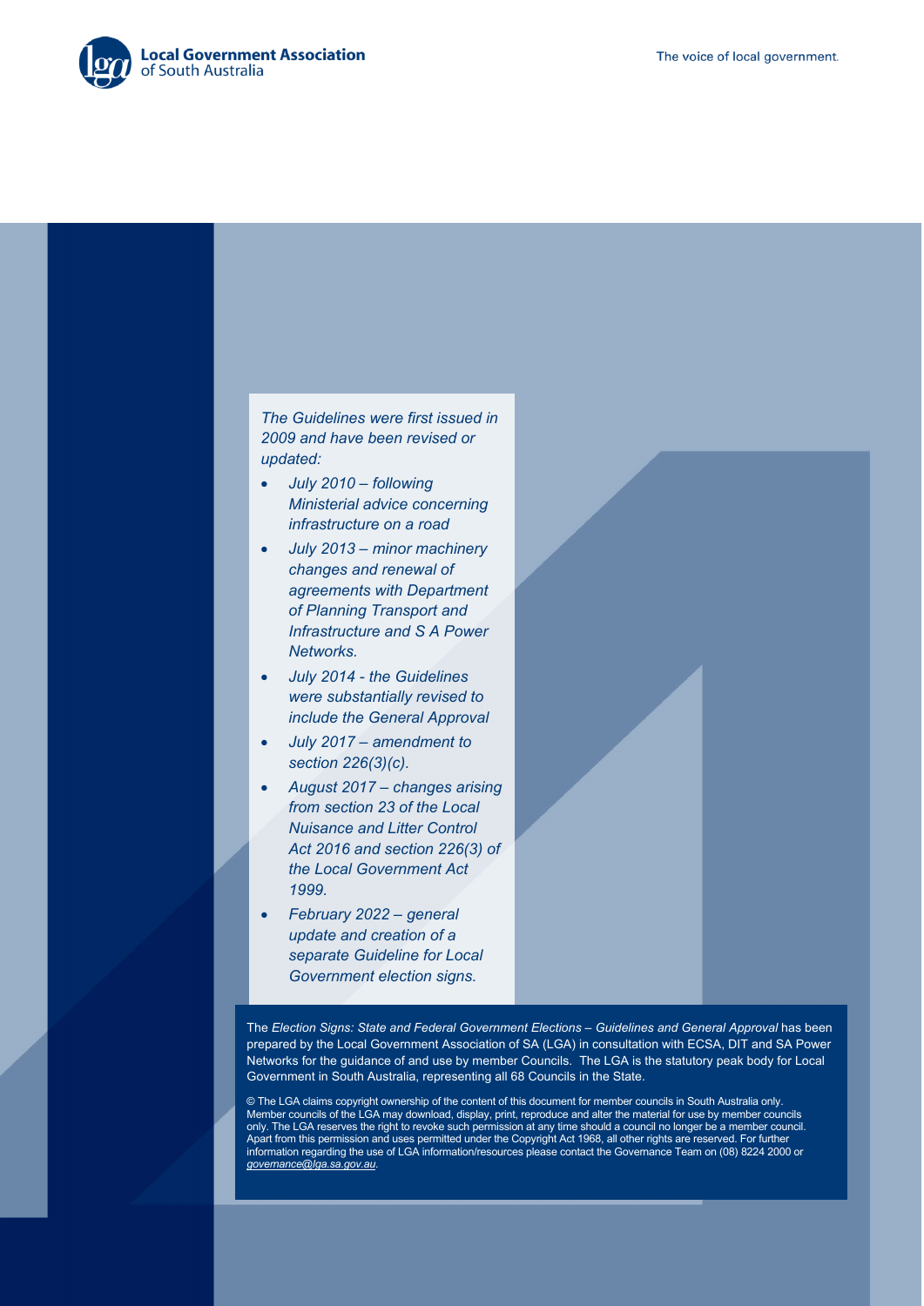*The Guidelines were first issued in 2009 and have been revised or updated:*

- *July 2010 – following Ministerial advice concerning infrastructure on a road*
- *July 2013 – minor machinery changes and renewal of agreements with Department of Planning Transport and Infrastructure and S A Power Networks.*
- *July 2014 - the Guidelines were substantially revised to include the General Approval*
- *July 2017 – amendment to section 226(3)(c).*
- *August 2017 – changes arising from section 23 of the Local Nuisance and Litter Control Act 2016 and section 226(3) of the Local Government Act 1999.*
- *February 2022 – general update and creation of a separate Guideline for Local Government election signs.*

The *Election Signs: State and Federal Government Elections – Guidelines and General Approval* has been prepared by the Local Government Association of SA (LGA) in consultation with ECSA, DIT and SA Power Networks for the guidance of and use by member Councils. The LGA is the statutory peak body for Local Government in South Australia, representing all 68 Councils in the State.

© The LGA claims copyright ownership of the content of this document for member councils in South Australia only. Member councils of the LGA may download, display, print, reproduce and alter the material for use by member councils only. The LGA reserves the right to revoke such permission at any time should a council no longer be a member council. Apart from this permission and uses permitted under the Copyright Act 1968, all other rights are reserved. For further information regarding the use of LGA information/resources please contact the Governance Team on (08) 8224 2000 or *governance@lga.sa.gov.au*.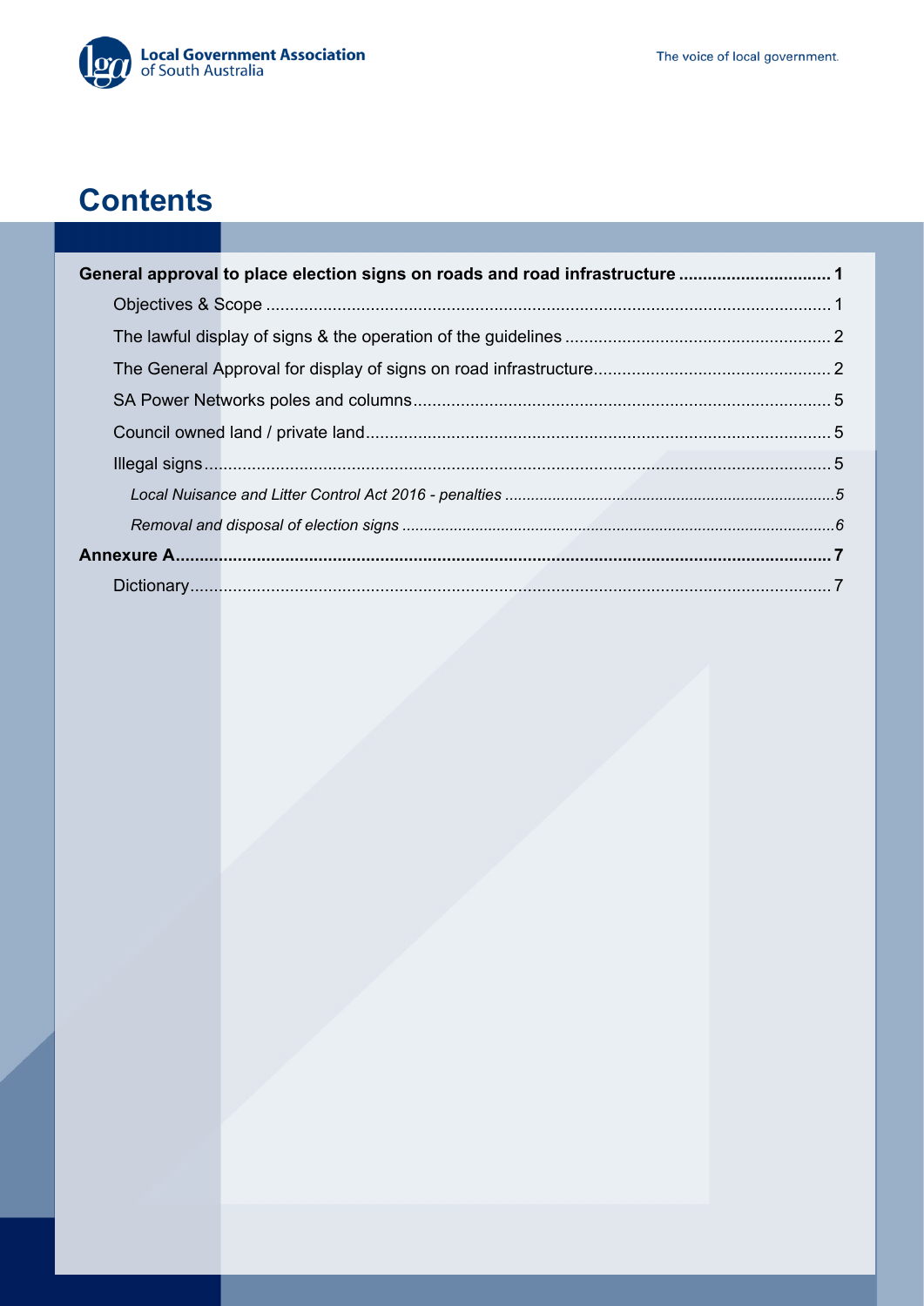# Contents

**General approval to place election signs on roads and road infrastructure ................................ 1**

- Objectives & Scope ...................................................................................................................... 1
- The lawful display of signs & the operation of the guidelines ........................................................ 2
- The General Approval for display of signs on road infrastructure.................................................. 2
- SA Power Networks poles and columns....................................................................................... 5
- Council owned land / private land................................................................................................. 5
- Illegal signs................................................................................................................................... 5
  - *Local Nuisance and Litter Control Act 2016 - penalties ............................................................................5*
  - *Removal and disposal of election signs ..................................................................................................6*

**Annexure A........................................................................................................................................ 7**

- Dictionary..................................................................................................................................... 7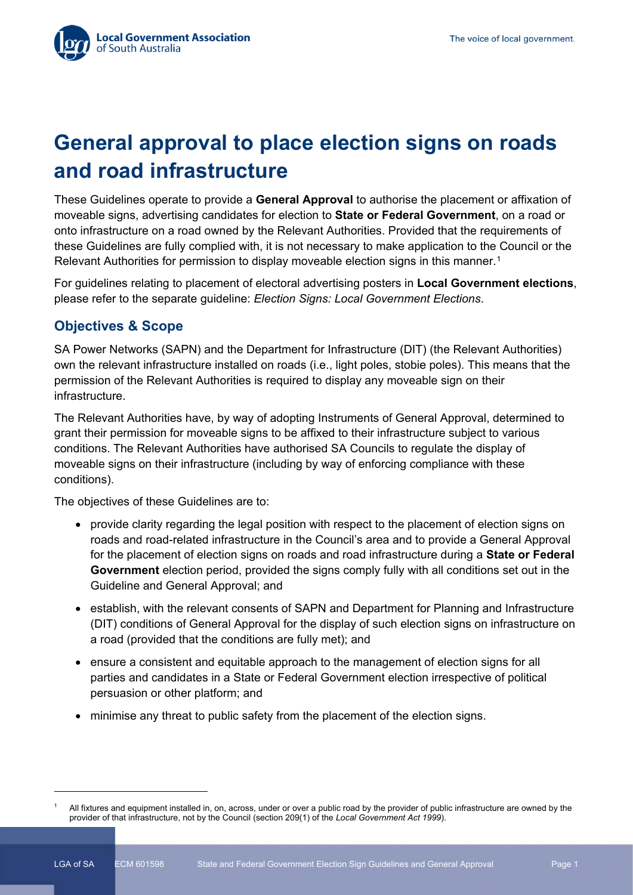# General approval to place election signs on roads and road infrastructure

These Guidelines operate to provide a **General Approval** to authorise the placement or affixation of moveable signs, advertising candidates for election to **State or Federal Government**, on a road or onto infrastructure on a road owned by the Relevant Authorities. Provided that the requirements of these Guidelines are fully complied with, it is not necessary to make application to the Council or the Relevant Authorities for permission to display moveable election signs in this manner.[1]

For guidelines relating to placement of electoral advertising posters in **Local Government elections**, please refer to the separate guideline: *Election Signs: Local Government Elections*.

## Objectives & Scope

SA Power Networks (SAPN) and the Department for Infrastructure (DIT) (the Relevant Authorities) own the relevant infrastructure installed on roads (i.e., light poles, stobie poles). This means that the permission of the Relevant Authorities is required to display any moveable sign on their infrastructure.

The Relevant Authorities have, by way of adopting Instruments of General Approval, determined to grant their permission for moveable signs to be affixed to their infrastructure subject to various conditions. The Relevant Authorities have authorised SA Councils to regulate the display of moveable signs on their infrastructure (including by way of enforcing compliance with these conditions).

The objectives of these Guidelines are to:

- provide clarity regarding the legal position with respect to the placement of election signs on roads and road-related infrastructure in the Council's area and to provide a General Approval for the placement of election signs on roads and road infrastructure during a **State or Federal Government** election period, provided the signs comply fully with all conditions set out in the Guideline and General Approval; and
- establish, with the relevant consents of SAPN and Department for Planning and Infrastructure (DIT) conditions of General Approval for the display of such election signs on infrastructure on a road (provided that the conditions are fully met); and
- ensure a consistent and equitable approach to the management of election signs for all parties and candidates in a State or Federal Government election irrespective of political persuasion or other platform; and
- minimise any threat to public safety from the placement of the election signs.

[1] All fixtures and equipment installed in, on, across, under or over a public road by the provider of public infrastructure are owned by the provider of that infrastructure, not by the Council (section 209(1) of the *Local Government Act 1999*).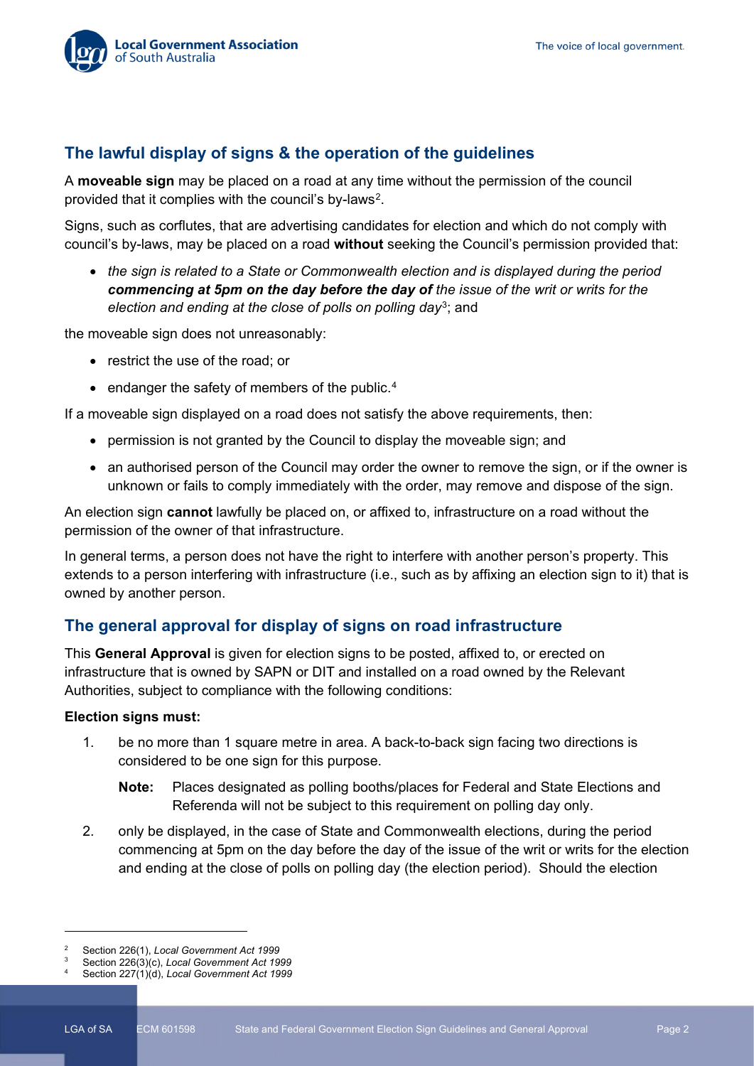## The lawful display of signs & the operation of the guidelines

A **moveable sign** may be placed on a road at any time without the permission of the council provided that it complies with the council's by-laws[2].

Signs, such as corflutes, that are advertising candidates for election and which do not comply with council's by-laws, may be placed on a road **without** seeking the Council's permission provided that:

- *the sign is related to a State or Commonwealth election and is displayed during the period **commencing at 5pm on the day before the day of** the issue of the writ or writs for the election and ending at the close of polls on polling day*[3]; and

the moveable sign does not unreasonably:

- restrict the use of the road; or
- endanger the safety of members of the public.[4]

If a moveable sign displayed on a road does not satisfy the above requirements, then:

- permission is not granted by the Council to display the moveable sign; and
- an authorised person of the Council may order the owner to remove the sign, or if the owner is unknown or fails to comply immediately with the order, may remove and dispose of the sign.

An election sign **cannot** lawfully be placed on, or affixed to, infrastructure on a road without the permission of the owner of that infrastructure.

In general terms, a person does not have the right to interfere with another person's property. This extends to a person interfering with infrastructure (i.e., such as by affixing an election sign to it) that is owned by another person.

## The general approval for display of signs on road infrastructure

This **General Approval** is given for election signs to be posted, affixed to, or erected on infrastructure that is owned by SAPN or DIT and installed on a road owned by the Relevant Authorities, subject to compliance with the following conditions:

**Election signs must:**

1. be no more than 1 square metre in area. A back-to-back sign facing two directions is considered to be one sign for this purpose.

   **Note:** Places designated as polling booths/places for Federal and State Elections and Referenda will not be subject to this requirement on polling day only.

2. only be displayed, in the case of State and Commonwealth elections, during the period commencing at 5pm on the day before the day of the issue of the writ or writs for the election and ending at the close of polls on polling day (the election period). Should the election

---

[2] Section 226(1), *Local Government Act 1999*

[3] Section 226(3)(c), *Local Government Act 1999*

[4] Section 227(1)(d), *Local Government Act 1999*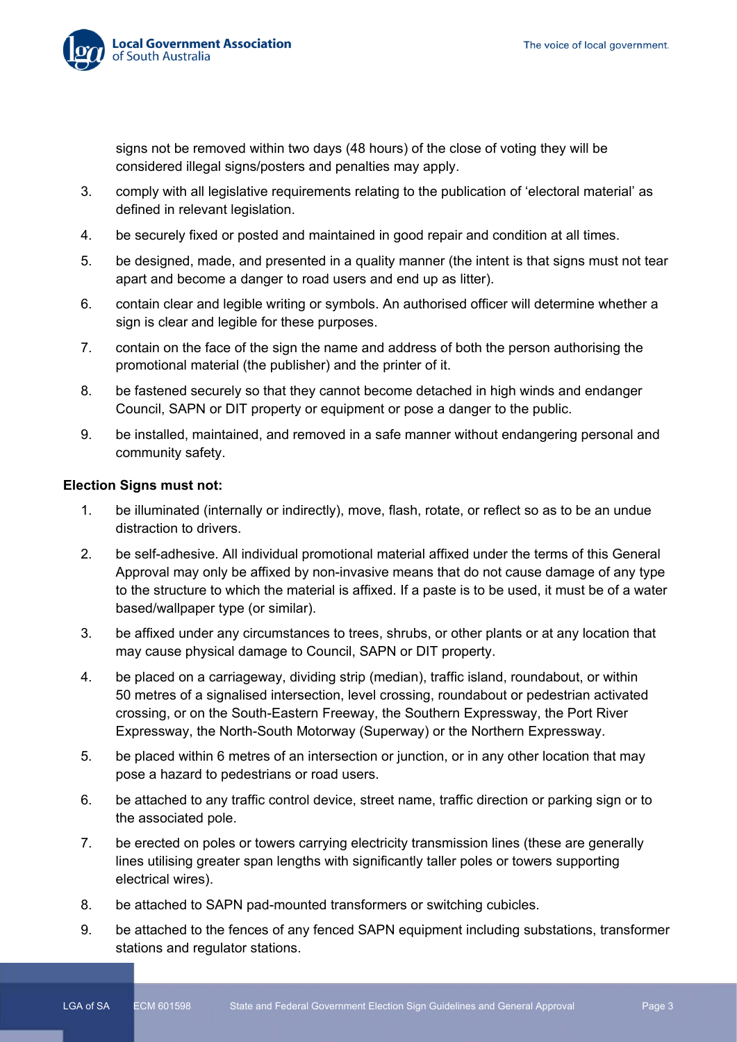signs not be removed within two days (48 hours) of the close of voting they will be considered illegal signs/posters and penalties may apply.

3. comply with all legislative requirements relating to the publication of 'electoral material' as defined in relevant legislation.
4. be securely fixed or posted and maintained in good repair and condition at all times.
5. be designed, made, and presented in a quality manner (the intent is that signs must not tear apart and become a danger to road users and end up as litter).
6. contain clear and legible writing or symbols. An authorised officer will determine whether a sign is clear and legible for these purposes.
7. contain on the face of the sign the name and address of both the person authorising the promotional material (the publisher) and the printer of it.
8. be fastened securely so that they cannot become detached in high winds and endanger Council, SAPN or DIT property or equipment or pose a danger to the public.
9. be installed, maintained, and removed in a safe manner without endangering personal and community safety.

**Election Signs must not:**

1. be illuminated (internally or indirectly), move, flash, rotate, or reflect so as to be an undue distraction to drivers.
2. be self-adhesive. All individual promotional material affixed under the terms of this General Approval may only be affixed by non-invasive means that do not cause damage of any type to the structure to which the material is affixed. If a paste is to be used, it must be of a water based/wallpaper type (or similar).
3. be affixed under any circumstances to trees, shrubs, or other plants or at any location that may cause physical damage to Council, SAPN or DIT property.
4. be placed on a carriageway, dividing strip (median), traffic island, roundabout, or within 50 metres of a signalised intersection, level crossing, roundabout or pedestrian activated crossing, or on the South-Eastern Freeway, the Southern Expressway, the Port River Expressway, the North-South Motorway (Superway) or the Northern Expressway.
5. be placed within 6 metres of an intersection or junction, or in any other location that may pose a hazard to pedestrians or road users.
6. be attached to any traffic control device, street name, traffic direction or parking sign or to the associated pole.
7. be erected on poles or towers carrying electricity transmission lines (these are generally lines utilising greater span lengths with significantly taller poles or towers supporting electrical wires).
8. be attached to SAPN pad-mounted transformers or switching cubicles.
9. be attached to the fences of any fenced SAPN equipment including substations, transformer stations and regulator stations.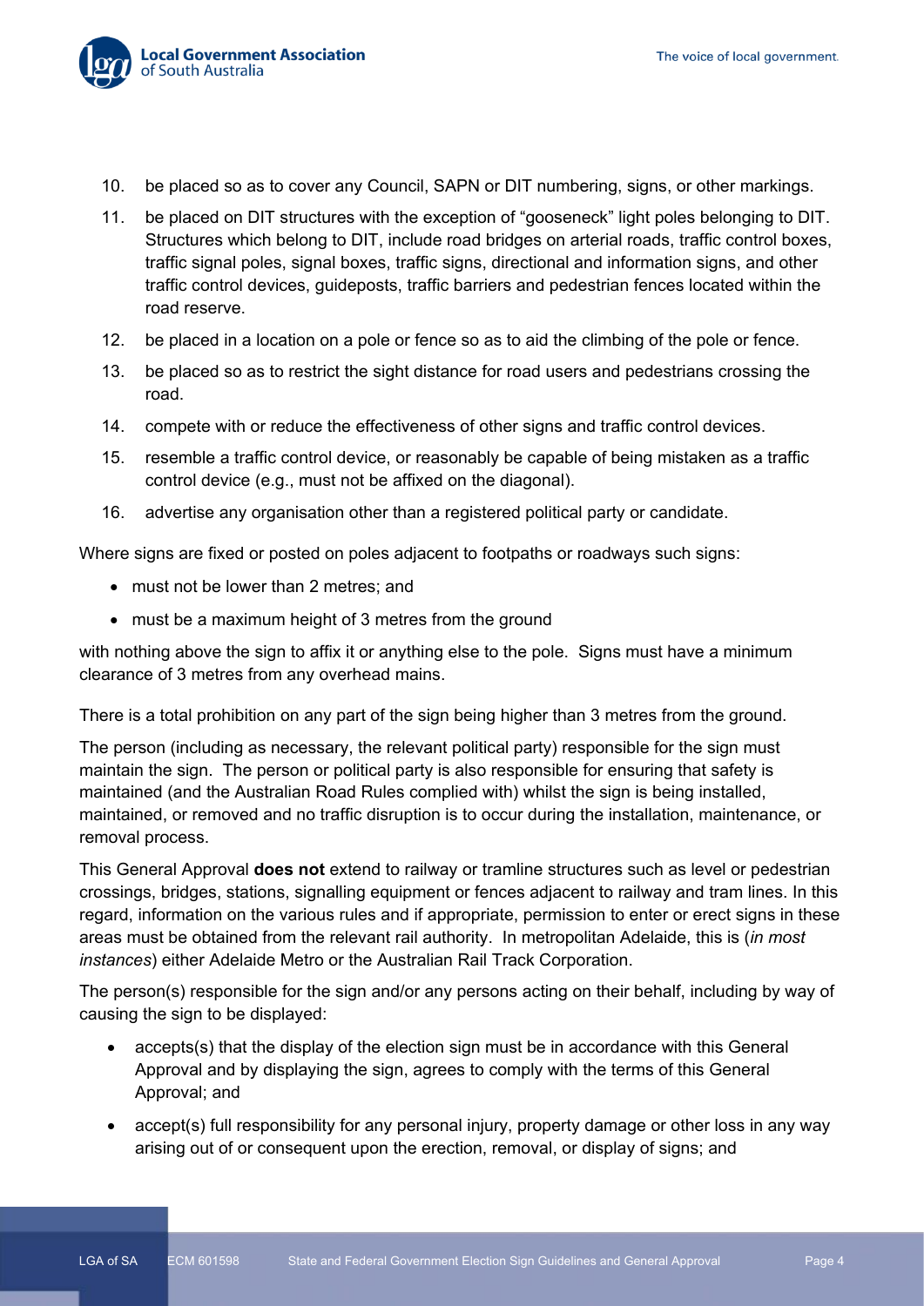10. be placed so as to cover any Council, SAPN or DIT numbering, signs, or other markings.
11. be placed on DIT structures with the exception of "gooseneck" light poles belonging to DIT. Structures which belong to DIT, include road bridges on arterial roads, traffic control boxes, traffic signal poles, signal boxes, traffic signs, directional and information signs, and other traffic control devices, guideposts, traffic barriers and pedestrian fences located within the road reserve.
12. be placed in a location on a pole or fence so as to aid the climbing of the pole or fence.
13. be placed so as to restrict the sight distance for road users and pedestrians crossing the road.
14. compete with or reduce the effectiveness of other signs and traffic control devices.
15. resemble a traffic control device, or reasonably be capable of being mistaken as a traffic control device (e.g., must not be affixed on the diagonal).
16. advertise any organisation other than a registered political party or candidate.

Where signs are fixed or posted on poles adjacent to footpaths or roadways such signs:

- must not be lower than 2 metres; and
- must be a maximum height of 3 metres from the ground

with nothing above the sign to affix it or anything else to the pole. Signs must have a minimum clearance of 3 metres from any overhead mains.

There is a total prohibition on any part of the sign being higher than 3 metres from the ground.

The person (including as necessary, the relevant political party) responsible for the sign must maintain the sign. The person or political party is also responsible for ensuring that safety is maintained (and the Australian Road Rules complied with) whilst the sign is being installed, maintained, or removed and no traffic disruption is to occur during the installation, maintenance, or removal process.

This General Approval **does not** extend to railway or tramline structures such as level or pedestrian crossings, bridges, stations, signalling equipment or fences adjacent to railway and tram lines. In this regard, information on the various rules and if appropriate, permission to enter or erect signs in these areas must be obtained from the relevant rail authority. In metropolitan Adelaide, this is (*in most instances*) either Adelaide Metro or the Australian Rail Track Corporation.

The person(s) responsible for the sign and/or any persons acting on their behalf, including by way of causing the sign to be displayed:

- accepts(s) that the display of the election sign must be in accordance with this General Approval and by displaying the sign, agrees to comply with the terms of this General Approval; and
- accept(s) full responsibility for any personal injury, property damage or other loss in any way arising out of or consequent upon the erection, removal, or display of signs; and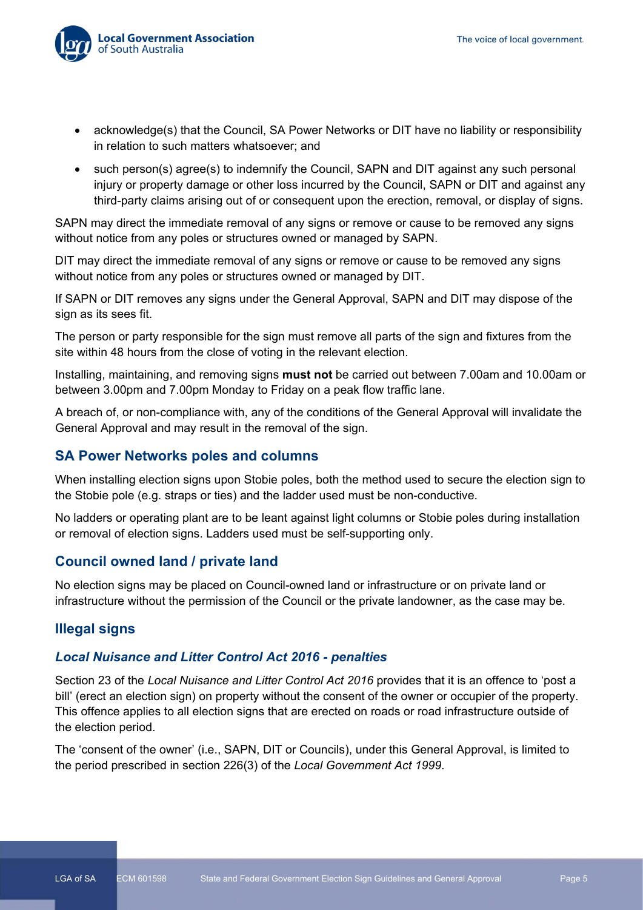- acknowledge(s) that the Council, SA Power Networks or DIT have no liability or responsibility in relation to such matters whatsoever; and
- such person(s) agree(s) to indemnify the Council, SAPN and DIT against any such personal injury or property damage or other loss incurred by the Council, SAPN or DIT and against any third-party claims arising out of or consequent upon the erection, removal, or display of signs.

SAPN may direct the immediate removal of any signs or remove or cause to be removed any signs without notice from any poles or structures owned or managed by SAPN.

DIT may direct the immediate removal of any signs or remove or cause to be removed any signs without notice from any poles or structures owned or managed by DIT.

If SAPN or DIT removes any signs under the General Approval, SAPN and DIT may dispose of the sign as its sees fit.

The person or party responsible for the sign must remove all parts of the sign and fixtures from the site within 48 hours from the close of voting in the relevant election.

Installing, maintaining, and removing signs **must not** be carried out between 7.00am and 10.00am or between 3.00pm and 7.00pm Monday to Friday on a peak flow traffic lane.

A breach of, or non-compliance with, any of the conditions of the General Approval will invalidate the General Approval and may result in the removal of the sign.

## SA Power Networks poles and columns

When installing election signs upon Stobie poles, both the method used to secure the election sign to the Stobie pole (e.g. straps or ties) and the ladder used must be non-conductive.

No ladders or operating plant are to be leant against light columns or Stobie poles during installation or removal of election signs. Ladders used must be self-supporting only.

## Council owned land / private land

No election signs may be placed on Council-owned land or infrastructure or on private land or infrastructure without the permission of the Council or the private landowner, as the case may be.

## Illegal signs

### *Local Nuisance and Litter Control Act 2016 - penalties*

Section 23 of the *Local Nuisance and Litter Control Act 2016* provides that it is an offence to 'post a bill' (erect an election sign) on property without the consent of the owner or occupier of the property. This offence applies to all election signs that are erected on roads or road infrastructure outside of the election period.

The 'consent of the owner' (i.e., SAPN, DIT or Councils), under this General Approval, is limited to the period prescribed in section 226(3) of the *Local Government Act 1999*.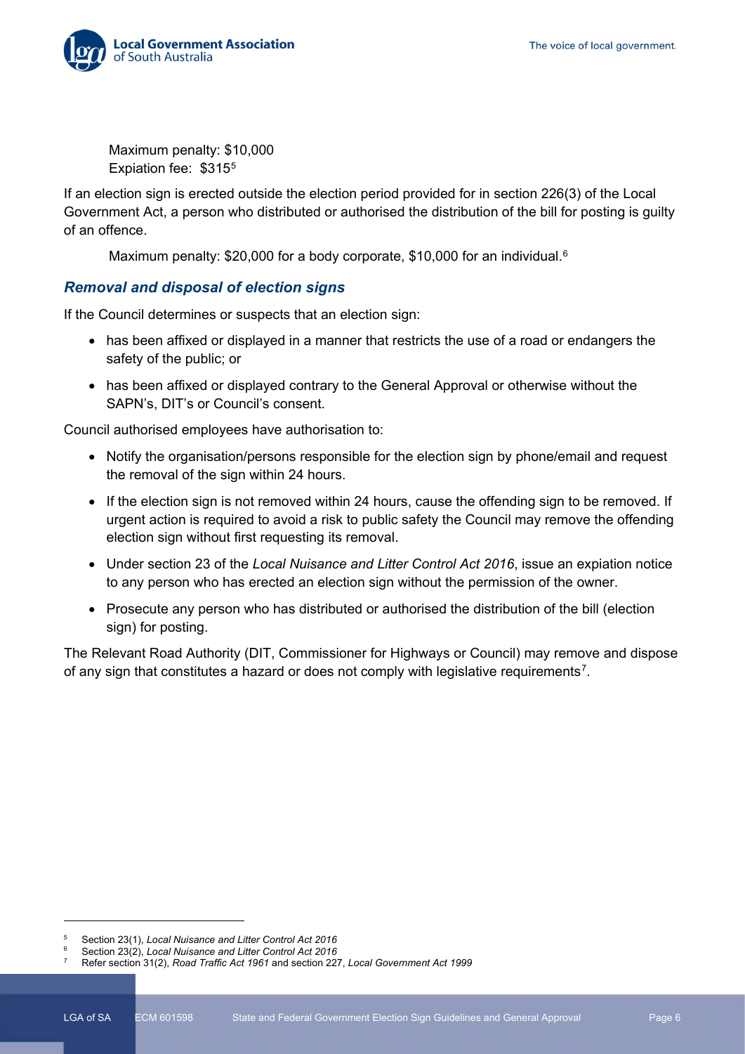Maximum penalty: $10,000
Expiation fee: $315[5]

If an election sign is erected outside the election period provided for in section 226(3) of the Local Government Act, a person who distributed or authorised the distribution of the bill for posting is guilty of an offence.

Maximum penalty: $20,000 for a body corporate, $10,000 for an individual.[6]

### *Removal and disposal of election signs*

If the Council determines or suspects that an election sign:

- has been affixed or displayed in a manner that restricts the use of a road or endangers the safety of the public; or
- has been affixed or displayed contrary to the General Approval or otherwise without the SAPN's, DIT's or Council's consent.

Council authorised employees have authorisation to:

- Notify the organisation/persons responsible for the election sign by phone/email and request the removal of the sign within 24 hours.
- If the election sign is not removed within 24 hours, cause the offending sign to be removed. If urgent action is required to avoid a risk to public safety the Council may remove the offending election sign without first requesting its removal.
- Under section 23 of the *Local Nuisance and Litter Control Act 2016*, issue an expiation notice to any person who has erected an election sign without the permission of the owner.
- Prosecute any person who has distributed or authorised the distribution of the bill (election sign) for posting.

The Relevant Road Authority (DIT, Commissioner for Highways or Council) may remove and dispose of any sign that constitutes a hazard or does not comply with legislative requirements[7].

---

[5] Section 23(1), *Local Nuisance and Litter Control Act 2016*
[6] Section 23(2), *Local Nuisance and Litter Control Act 2016*
[7] Refer section 31(2), *Road Traffic Act 1961* and section 227, *Local Government Act 1999*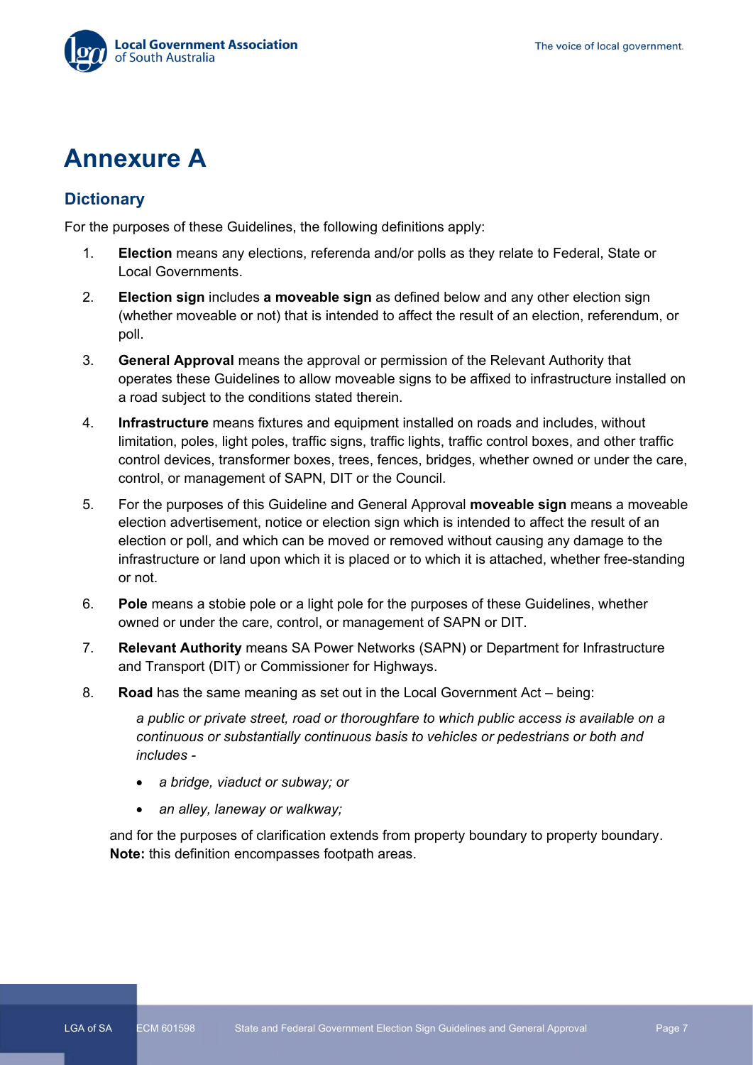# Annexure A

## Dictionary

For the purposes of these Guidelines, the following definitions apply:

1. **Election** means any elections, referenda and/or polls as they relate to Federal, State or Local Governments.

2. **Election sign** includes **a moveable sign** as defined below and any other election sign (whether moveable or not) that is intended to affect the result of an election, referendum, or poll.

3. **General Approval** means the approval or permission of the Relevant Authority that operates these Guidelines to allow moveable signs to be affixed to infrastructure installed on a road subject to the conditions stated therein.

4. **Infrastructure** means fixtures and equipment installed on roads and includes, without limitation, poles, light poles, traffic signs, traffic lights, traffic control boxes, and other traffic control devices, transformer boxes, trees, fences, bridges, whether owned or under the care, control, or management of SAPN, DIT or the Council.

5. For the purposes of this Guideline and General Approval **moveable sign** means a moveable election advertisement, notice or election sign which is intended to affect the result of an election or poll, and which can be moved or removed without causing any damage to the infrastructure or land upon which it is placed or to which it is attached, whether free-standing or not.

6. **Pole** means a stobie pole or a light pole for the purposes of these Guidelines, whether owned or under the care, control, or management of SAPN or DIT.

7. **Relevant Authority** means SA Power Networks (SAPN) or Department for Infrastructure and Transport (DIT) or Commissioner for Highways.

8. **Road** has the same meaning as set out in the Local Government Act – being:

   *a public or private street, road or thoroughfare to which public access is available on a continuous or substantially continuous basis to vehicles or pedestrians or both and includes -*

   - *a bridge, viaduct or subway; or*
   - *an alley, laneway or walkway;*

   and for the purposes of clarification extends from property boundary to property boundary. **Note:** this definition encompasses footpath areas.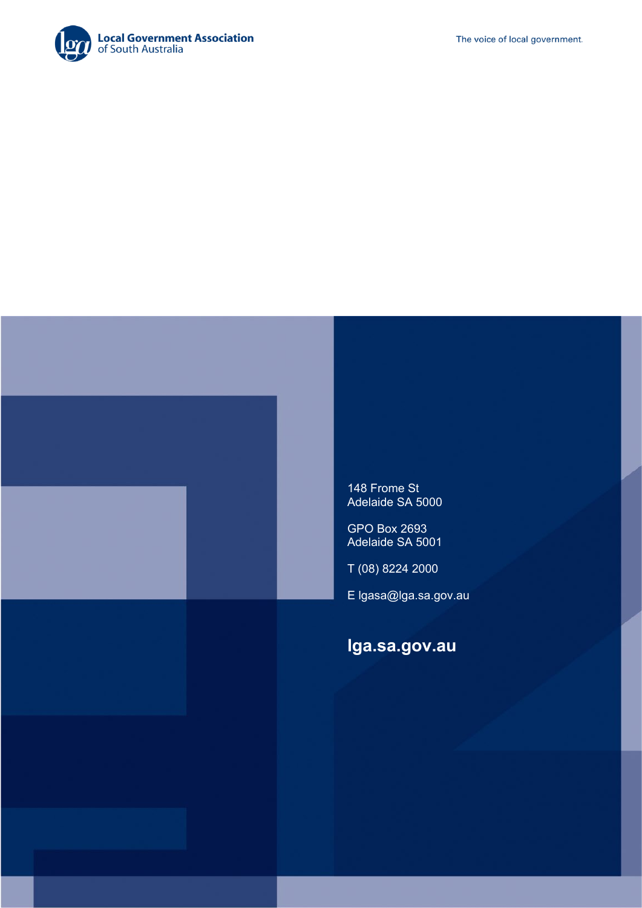Local Government Association of South Australia

The voice of local government.

148 Frome St
Adelaide SA 5000

GPO Box 2693
Adelaide SA 5001

T (08) 8224 2000

E lgasa@lga.sa.gov.au

**lga.sa.gov.au**